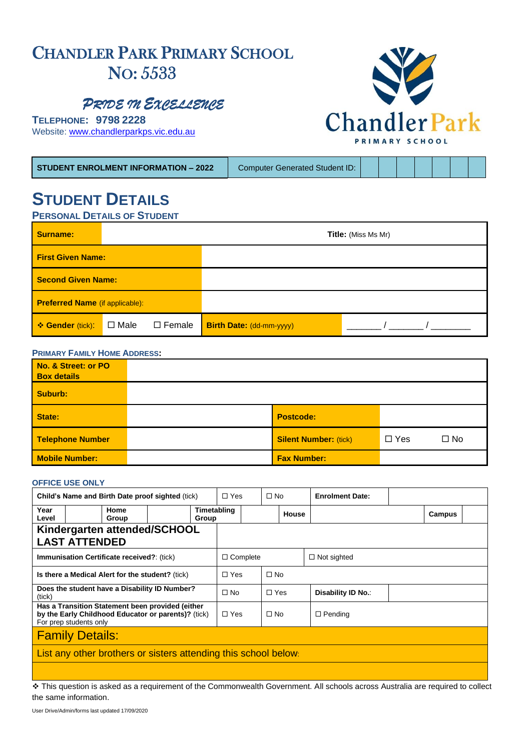# Chandler Park Primary School
# No: 5533

*Pride in Excellence*

**Telephone: 9798 2228**
Website: www.chandlerparkps.vic.edu.au

| STUDENT ENROLMENT INFORMATION – 2022 | Computer Generated Student ID: | | | | | | | |
|---|---|---|---|---|---|---|---|---|

# Student Details

## Personal Details of Student

| | | | |
|---|---|---|---|
| **Surname:** | | **Title:** (Miss Ms Mr) | |
| **First Given Name:** | | | |
| **Second Given Name:** | | | |
| **Preferred Name** (if applicable): | | | |
| ❖ **Gender** (tick): ☐ Male ☐ Female | | **Birth Date:** (dd-mm-yyyy) | ______ / ______ / _______ |

## Primary Family Home Address:

| | | | |
|---|---|---|---|
| **No. & Street: or PO Box details** | | | |
| **Suburb:** | | | |
| **State:** | | **Postcode:** | |
| **Telephone Number** | | **Silent Number:** (tick) | ☐ Yes ☐ No |
| **Mobile Number:** | | **Fax Number:** | |

## OFFICE USE ONLY

| | | | | |
|---|---|---|---|---|
| **Child's Name and Birth Date proof sighted** (tick) | ☐ Yes | ☐ No | **Enrolment Date:** | |
| **Year Level** / **Home Group** / **Timetabling Group** | | **House** | | **Campus** |
| **Kindergarten attended/SCHOOL LAST ATTENDED** | | | | |
| **Immunisation Certificate received?**: (tick) | ☐ Complete | | ☐ Not sighted | |
| **Is there a Medical Alert for the student?** (tick) | ☐ Yes | ☐ No | | |
| **Does the student have a Disability ID Number?** (tick) | ☐ No | ☐ Yes | **Disability ID No.**: | |
| **Has a Transition Statement been provided (either by the Early Childhood Educator or parents)?** (tick) For prep students only | ☐ Yes | ☐ No | ☐ Pending | |

## Family Details:

List any other brothers or sisters attending this school below:

❖ This question is asked as a requirement of the Commonwealth Government. All schools across Australia are required to collect the same information.

User Drive/Admin/forms last updated 17/09/2020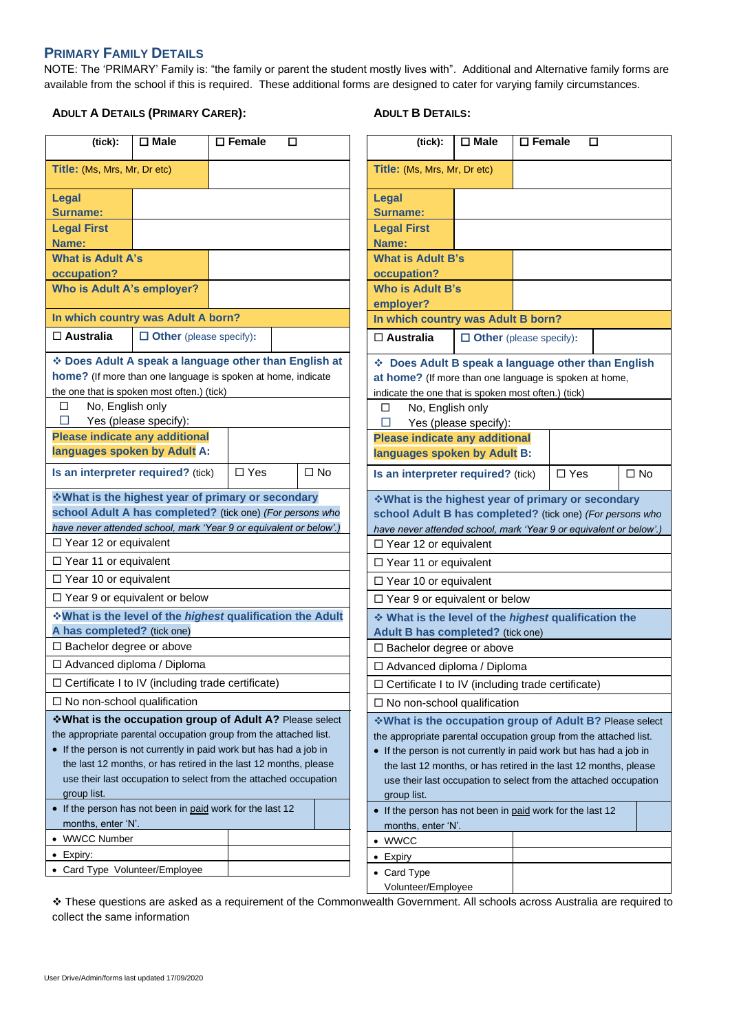## PRIMARY FAMILY DETAILS

NOTE: The 'PRIMARY' Family is: "the family or parent the student mostly lives with". Additional and Alternative family forms are available from the school if this is required. These additional forms are designed to cater for varying family circumstances.

### ADULT A DETAILS (PRIMARY CARER):

| (tick): | ☐ Male | ☐ Female | ☐ |
|---|---|---|---|
| **Title:** (Ms, Mrs, Mr, Dr etc) | | | |
| **Legal Surname:** | | | |
| **Legal First Name:** | | | |
| **What is Adult A's occupation?** | | | |
| **Who is Adult A's employer?** | | | |
| **In which country was Adult A born?** | | | |
| ☐ **Australia** | ☐ **Other** (please specify): | | |

❖ **Does Adult A speak a language other than English at home?** (If more than one language is spoken at home, indicate the one that is spoken most often.) (tick)

- ☐ No, English only
- ☐ Yes (please specify):

| **Please indicate any additional languages spoken by Adult A:** | | | |
|---|---|---|---|
| **Is an interpreter required?** (tick) | | ☐ Yes | ☐ No |

❖**What is the highest year of primary or secondary school Adult A has completed?** (tick one) *(For persons who have never attended school, mark 'Year 9 or equivalent or below'.)*

- ☐ Year 12 or equivalent
- ☐ Year 11 or equivalent
- ☐ Year 10 or equivalent
- ☐ Year 9 or equivalent or below

❖**What is the level of the *highest* qualification the Adult A has completed?** (tick one)

- ☐ Bachelor degree or above
- ☐ Advanced diploma / Diploma
- ☐ Certificate I to IV (including trade certificate)
- ☐ No non-school qualification

❖**What is the occupation group of Adult A?** Please select the appropriate parental occupation group from the attached list.

- If the person is not currently in paid work but has had a job in the last 12 months, or has retired in the last 12 months, please use their last occupation to select from the attached occupation group list.
- If the person has not been in paid work for the last 12 months, enter 'N'.

| | |
|---|---|
| • WWCC Number | |
| • Expiry: | |
| • Card Type Volunteer/Employee | |

### ADULT B DETAILS:

| (tick): | ☐ Male | ☐ Female | ☐ |
|---|---|---|---|
| **Title:** (Ms, Mrs, Mr, Dr etc) | | | |
| **Legal Surname:** | | | |
| **Legal First Name:** | | | |
| **What is Adult B's occupation?** | | | |
| **Who is Adult B's employer?** | | | |
| **In which country was Adult B born?** | | | |
| ☐ **Australia** | ☐ **Other** (please specify): | | |

❖ **Does Adult B speak a language other than English at home?** (If more than one language is spoken at home, indicate the one that is spoken most often.) (tick)

- ☐ No, English only
- ☐ Yes (please specify):

| **Please indicate any additional languages spoken by Adult B:** | | | |
|---|---|---|---|
| **Is an interpreter required?** (tick) | | ☐ Yes | ☐ No |

❖**What is the highest year of primary or secondary school Adult B has completed?** (tick one) *(For persons who have never attended school, mark 'Year 9 or equivalent or below'.)*

- ☐ Year 12 or equivalent
- ☐ Year 11 or equivalent
- ☐ Year 10 or equivalent
- ☐ Year 9 or equivalent or below

❖ **What is the level of the *highest* qualification the Adult B has completed?** (tick one)

- ☐ Bachelor degree or above
- ☐ Advanced diploma / Diploma
- ☐ Certificate I to IV (including trade certificate)
- ☐ No non-school qualification

❖**What is the occupation group of Adult B?** Please select the appropriate parental occupation group from the attached list.

- If the person is not currently in paid work but has had a job in the last 12 months, or has retired in the last 12 months, please use their last occupation to select from the attached occupation group list.
- If the person has not been in paid work for the last 12 months, enter 'N'.

| | |
|---|---|
| • WWCC | |
| • Expiry | |
| • Card Type Volunteer/Employee | |

❖ These questions are asked as a requirement of the Commonwealth Government. All schools across Australia are required to collect the same information

User Drive/Admin/forms last updated 17/09/2020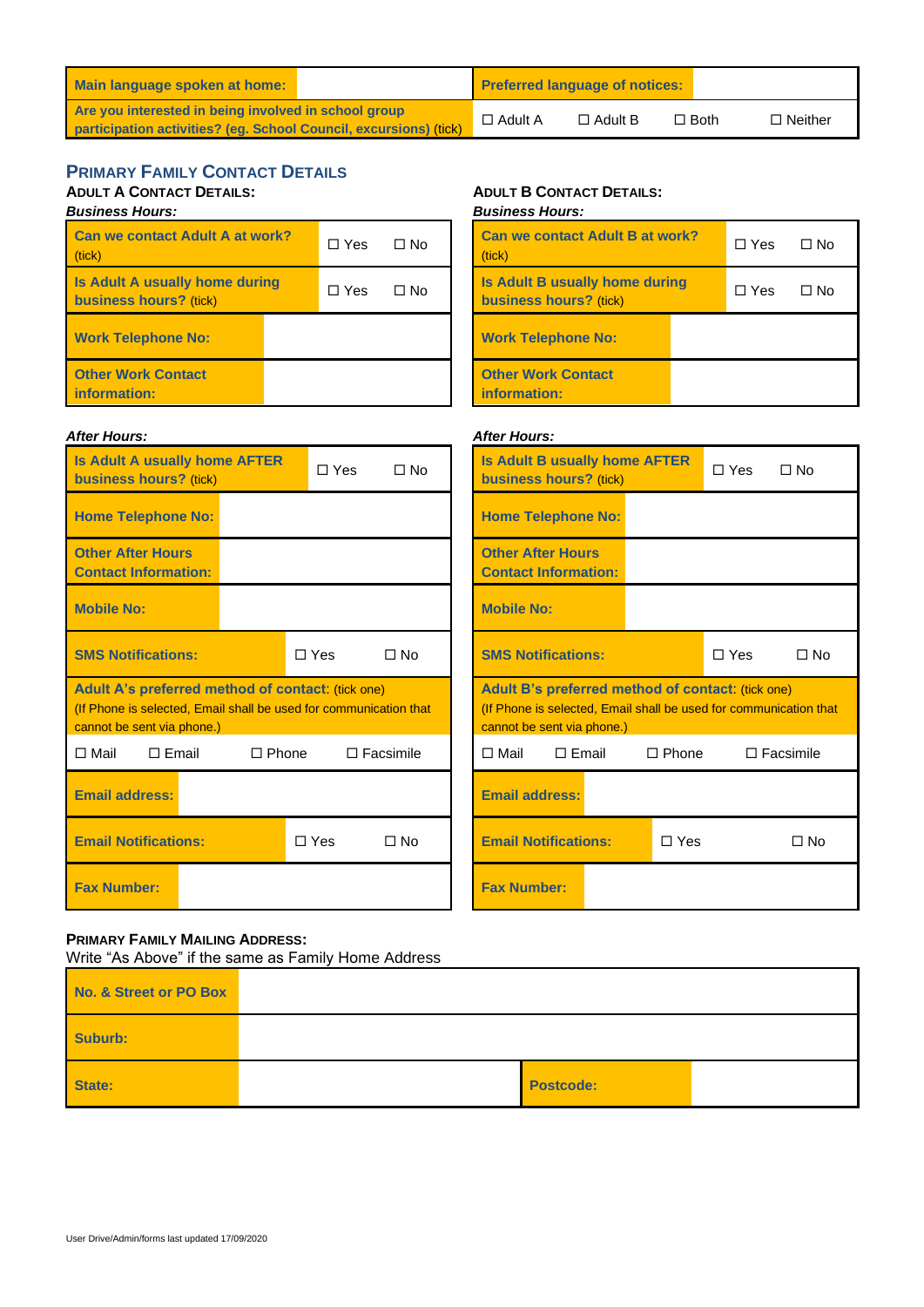| Main language spoken at home: | | Preferred language of notices: | | | |
|---|---|---|---|---|---|
| Are you interested in being involved in school group participation activities? (eg. School Council, excursions) (tick) | | ☐ Adult A | ☐ Adult B | ☐ Both | ☐ Neither |

## PRIMARY FAMILY CONTACT DETAILS

### ADULT A CONTACT DETAILS:

***Business Hours:***

| Can we contact Adult A at work? (tick) | ☐ Yes | ☐ No |
|---|---|---|
| Is Adult A usually home during business hours? (tick) | ☐ Yes | ☐ No |
| Work Telephone No: | | |
| Other Work Contact information: | | |

***After Hours:***

| Is Adult A usually home AFTER business hours? (tick) | ☐ Yes | ☐ No | |
|---|---|---|---|
| Home Telephone No: | | | |
| Other After Hours Contact Information: | | | |
| Mobile No: | | | |
| SMS Notifications: | ☐ Yes | ☐ No | |
| Adult A's preferred method of contact: (tick one) (If Phone is selected, Email shall be used for communication that cannot be sent via phone.) | | | |
| ☐ Mail | ☐ Email | ☐ Phone | ☐ Facsimile |
| Email address: | | | |
| Email Notifications: | ☐ Yes | ☐ No | |
| Fax Number: | | | |

### ADULT B CONTACT DETAILS:

***Business Hours:***

| Can we contact Adult B at work? (tick) | ☐ Yes | ☐ No |
|---|---|---|
| Is Adult B usually home during business hours? (tick) | ☐ Yes | ☐ No |
| Work Telephone No: | | |
| Other Work Contact information: | | |

***After Hours:***

| Is Adult B usually home AFTER business hours? (tick) | ☐ Yes | ☐ No | |
|---|---|---|---|
| Home Telephone No: | | | |
| Other After Hours Contact Information: | | | |
| Mobile No: | | | |
| SMS Notifications: | ☐ Yes | ☐ No | |
| Adult B's preferred method of contact: (tick one) (If Phone is selected, Email shall be used for communication that cannot be sent via phone.) | | | |
| ☐ Mail | ☐ Email | ☐ Phone | ☐ Facsimile |
| Email address: | | | |
| Email Notifications: | ☐ Yes | ☐ No | |
| Fax Number: | | | |

### PRIMARY FAMILY MAILING ADDRESS:

Write "As Above" if the same as Family Home Address

| No. & Street or PO Box | | | |
|---|---|---|---|
| Suburb: | | | |
| State: | | Postcode: | |

User Drive/Admin/forms last updated 17/09/2020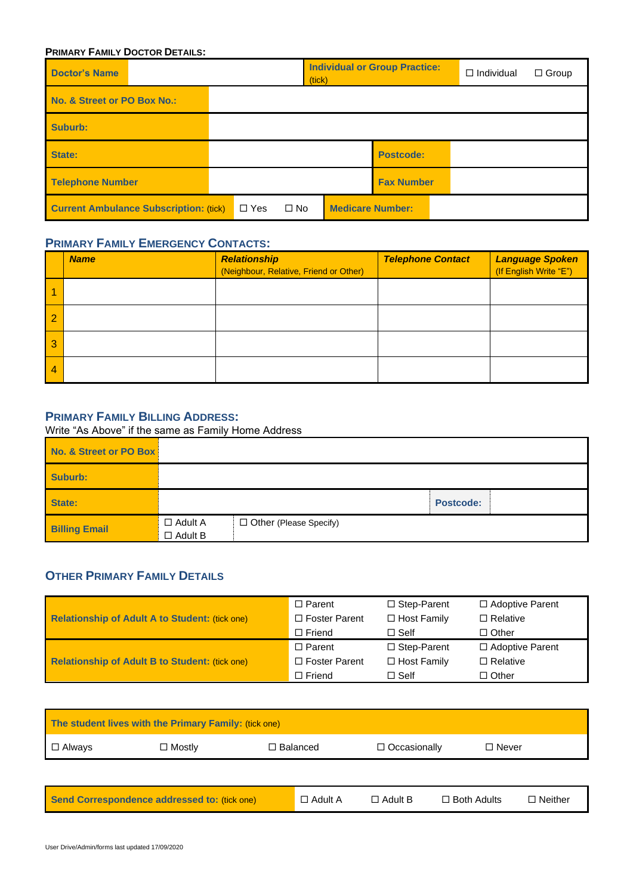**PRIMARY FAMILY DOCTOR DETAILS:**

| Doctor's Name | | Individual or Group Practice: (tick) | ☐ Individual ☐ Group |
|---|---|---|---|
| No. & Street or PO Box No.: | | | |
| Suburb: | | | |
| State: | | Postcode: | |
| Telephone Number | | Fax Number | |
| Current Ambulance Subscription: (tick) | ☐ Yes ☐ No | Medicare Number: | |

## PRIMARY FAMILY EMERGENCY CONTACTS:

| | *Name* | *Relationship* (Neighbour, Relative, Friend or Other) | *Telephone Contact* | *Language Spoken* (If English Write "E") |
|---|---|---|---|---|
| 1 | | | | |
| 2 | | | | |
| 3 | | | | |
| 4 | | | | |

## PRIMARY FAMILY BILLING ADDRESS:

Write "As Above" if the same as Family Home Address

| No. & Street or PO Box | | | |
|---|---|---|---|
| Suburb: | | | |
| State: | | Postcode: | |
| Billing Email | ☐ Adult A ☐ Adult B | ☐ Other (Please Specify) | |

## OTHER PRIMARY FAMILY DETAILS

| | | | |
|---|---|---|---|
| Relationship of Adult A to Student: (tick one) | ☐ Parent ☐ Foster Parent ☐ Friend | ☐ Step-Parent ☐ Host Family ☐ Self | ☐ Adoptive Parent ☐ Relative ☐ Other |
| Relationship of Adult B to Student: (tick one) | ☐ Parent ☐ Foster Parent ☐ Friend | ☐ Step-Parent ☐ Host Family ☐ Self | ☐ Adoptive Parent ☐ Relative ☐ Other |

| The student lives with the Primary Family: (tick one) | | | | |
|---|---|---|---|---|
| ☐ Always | ☐ Mostly | ☐ Balanced | ☐ Occasionally | ☐ Never |

| Send Correspondence addressed to: (tick one) | ☐ Adult A | ☐ Adult B | ☐ Both Adults | ☐ Neither |
|---|---|---|---|---|

User Drive/Admin/forms last updated 17/09/2020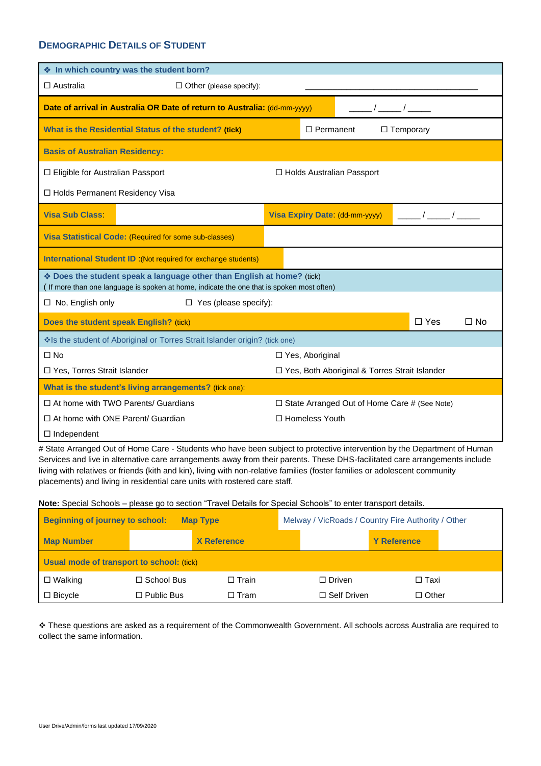## DEMOGRAPHIC DETAILS OF STUDENT

| ❖ **In which country was the student born?** | | |
|---|---|---|
| ☐ Australia | ☐ Other (please specify): | ________________________________________ |

| **Date of arrival in Australia OR Date of return to Australia:** (dd-mm-yyyy) | _____ / _____ / _____ |
|---|---|
| **What is the Residential Status of the student? (tick)** | ☐ Permanent ☐ Temporary |

**Basis of Australian Residency:**

| | |
|---|---|
| ☐ Eligible for Australian Passport | ☐ Holds Australian Passport |
| ☐ Holds Permanent Residency Visa | |

| **Visa Sub Class:** | | **Visa Expiry Date**: (dd-mm-yyyy) | _____ / _____ / _____ |
|---|---|---|---|
| **Visa Statistical Code:** (Required for some sub-classes) | | | |
| **International Student ID** :(Not required for exchange students) | | | |

❖ **Does the student speak a language other than English at home?** (tick)
( If more than one language is spoken at home, indicate the one that is spoken most often)

☐ No, English only ☐ Yes (please specify):

| **Does the student speak English?** (tick) | ☐ Yes | ☐ No |
|---|---|---|

❖**Is the student of Aboriginal or Torres Strait Islander origin?** (tick one)

| | |
|---|---|
| ☐ No | ☐ Yes, Aboriginal |
| ☐ Yes, Torres Strait Islander | ☐ Yes, Both Aboriginal & Torres Strait Islander |

**What is the student's living arrangements?** (tick one):

| | |
|---|---|
| ☐ At home with TWO Parents/ Guardians | ☐ State Arranged Out of Home Care # (See Note) |
| ☐ At home with ONE Parent/ Guardian | ☐ Homeless Youth |
| ☐ Independent | |

# State Arranged Out of Home Care - Students who have been subject to protective intervention by the Department of Human Services and live in alternative care arrangements away from their parents. These DHS-facilitated care arrangements include living with relatives or friends (kith and kin), living with non-relative families (foster families or adolescent community placements) and living in residential care units with rostered care staff.

**Note:** Special Schools – please go to section "Travel Details for Special Schools" to enter transport details.

| **Beginning of journey to school:** | **Map Type** | | Melway / VicRoads / Country Fire Authority / Other | | |
|---|---|---|---|---|---|
| **Map Number** | | **X Reference** | | **Y Reference** | |

**Usual mode of transport to school:** (tick)

| | | | | |
|---|---|---|---|---|
| ☐ Walking | ☐ School Bus | ☐ Train | ☐ Driven | ☐ Taxi |
| ☐ Bicycle | ☐ Public Bus | ☐ Tram | ☐ Self Driven | ☐ Other |

❖ These questions are asked as a requirement of the Commonwealth Government. All schools across Australia are required to collect the same information.

User Drive/Admin/forms last updated 17/09/2020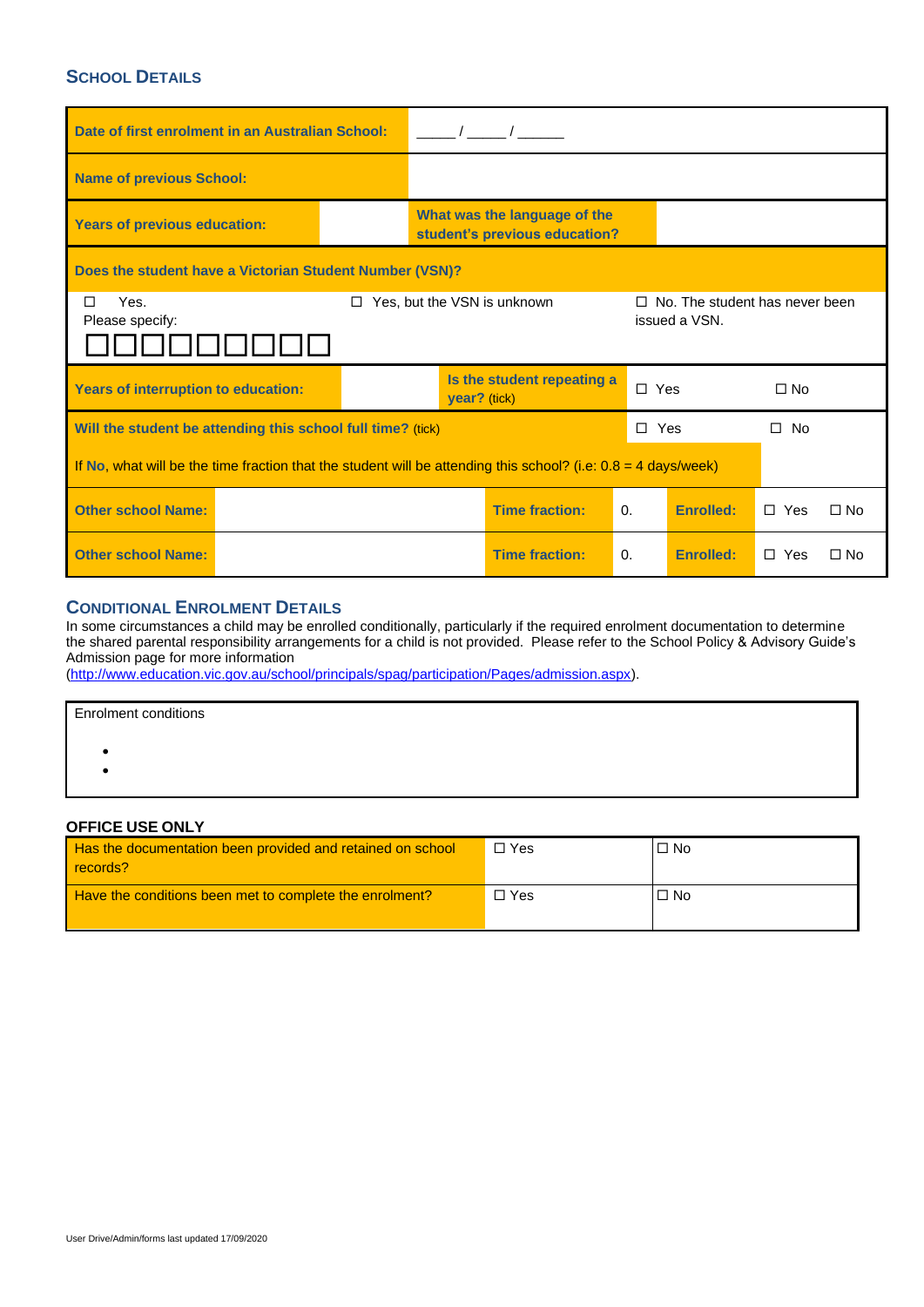## School Details

| | | | | | | | |
|---|---|---|---|---|---|---|---|
| **Date of first enrolment in an Australian School:** | _____ / _____ / ______ | | | | | | |
| **Name of previous School:** | | | | | | | |
| **Years of previous education:** | | **What was the language of the student's previous education?** | | | | | |
| **Does the student have a Victorian Student Number (VSN)?** | | | | | | | |
| ☐ Yes. Please specify: ☐☐☐☐☐☐☐☐☐ | | ☐ Yes, but the VSN is unknown | | ☐ No. The student has never been issued a VSN. | | | |
| **Years of interruption to education:** | | **Is the student repeating a year?** (tick) | | ☐ Yes | ☐ No | | |
| **Will the student be attending this school full time?** (tick) | | | | ☐ Yes | ☐ No | | |
| If **No**, what will be the time fraction that the student will be attending this school? (i.e: 0.8 = 4 days/week) | | | | | | | |
| **Other school Name:** | | **Time fraction:** | 0. | **Enrolled:** | ☐ Yes | ☐ No | |
| **Other school Name:** | | **Time fraction:** | 0. | **Enrolled:** | ☐ Yes | ☐ No | |

## Conditional Enrolment Details

In some circumstances a child may be enrolled conditionally, particularly if the required enrolment documentation to determine the shared parental responsibility arrangements for a child is not provided. Please refer to the School Policy & Advisory Guide's Admission page for more information (http://www.education.vic.gov.au/school/principals/spag/participation/Pages/admission.aspx).

| Enrolment conditions |
|---|
| • <br> • |

**OFFICE USE ONLY**

| | | |
|---|---|---|
| Has the documentation been provided and retained on school records? | ☐ Yes | ☐ No |
| Have the conditions been met to complete the enrolment? | ☐ Yes | ☐ No |

User Drive/Admin/forms last updated 17/09/2020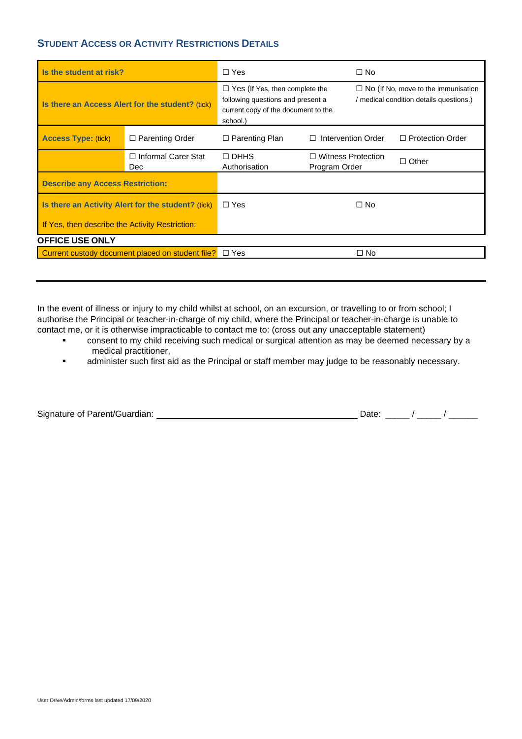## STUDENT ACCESS OR ACTIVITY RESTRICTIONS DETAILS

| | | | | |
|---|---|---|---|---|
| **Is the student at risk?** | | ☐ Yes | | ☐ No |
| **Is there an Access Alert for the student?** (tick) | | ☐ Yes (If Yes, then complete the following questions and present a current copy of the document to the school.) | | ☐ No (If No, move to the immunisation / medical condition details questions.) |
| **Access Type:** (tick) | ☐ Parenting Order | ☐ Parenting Plan | ☐ Intervention Order | ☐ Protection Order |
| | ☐ Informal Carer Stat Dec | ☐ DHHS Authorisation | ☐ Witness Protection Program Order | ☐ Other |
| **Describe any Access Restriction:** | | | | |
| **Is there an Activity Alert for the student?** (tick)<br>If Yes, then describe the Activity Restriction: | | ☐ Yes | | ☐ No |

**OFFICE USE ONLY**

| | | |
|---|---|---|
| Current custody document placed on student file? | ☐ Yes | ☐ No |

---

In the event of illness or injury to my child whilst at school, on an excursion, or travelling to or from school; I authorise the Principal or teacher-in-charge of my child, where the Principal or teacher-in-charge is unable to contact me, or it is otherwise impracticable to contact me to: (cross out any unacceptable statement)

- consent to my child receiving such medical or surgical attention as may be deemed necessary by a medical practitioner,
- administer such first aid as the Principal or staff member may judge to be reasonably necessary.

Signature of Parent/Guardian: ________________________________ Date: _____ / _____ / ______

User Drive/Admin/forms last updated 17/09/2020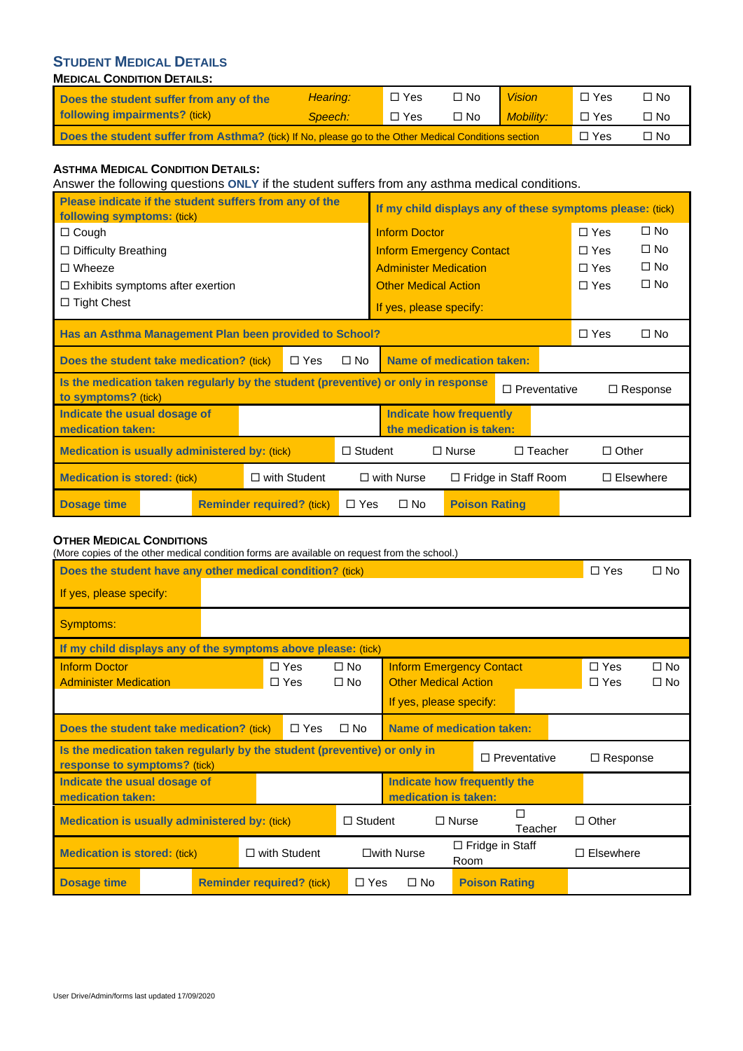## Student Medical Details

### Medical Condition Details:

| Does the student suffer from any of the following impairments? (tick) | *Hearing:* | ☐ Yes | ☐ No | *Vision* | ☐ Yes | ☐ No |
|---|---|---|---|---|---|---|
| | *Speech:* | ☐ Yes | ☐ No | *Mobility:* | ☐ Yes | ☐ No |
| **Does the student suffer from Asthma?** (tick) If No, please go to the Other Medical Conditions section | | | | | ☐ Yes | ☐ No |

### Asthma Medical Condition Details:

Answer the following questions **ONLY** if the student suffers from any asthma medical conditions.

| Please indicate if the student suffers from any of the following symptoms: (tick) | If my child displays any of these symptoms please: (tick) | | |
|---|---|---|---|
| ☐ Cough | Inform Doctor | ☐ Yes | ☐ No |
| ☐ Difficulty Breathing | Inform Emergency Contact | ☐ Yes | ☐ No |
| ☐ Wheeze | Administer Medication | ☐ Yes | ☐ No |
| ☐ Exhibits symptoms after exertion | Other Medical Action | ☐ Yes | ☐ No |
| ☐ Tight Chest | If yes, please specify: | | |

| Has an Asthma Management Plan been provided to School? | | | | | | ☐ Yes | ☐ No |
|---|---|---|---|---|---|---|---|
| **Does the student take medication?** (tick) | | ☐ Yes | ☐ No | **Name of medication taken:** | | | |
| **Is the medication taken regularly by the student (preventive) or only in response to symptoms?** (tick) | | | | | ☐ Preventative | | ☐ Response |
| **Indicate the usual dosage of medication taken:** | | | | **Indicate how frequently the medication is taken:** | | | |
| **Medication is usually administered by:** (tick) | | ☐ Student | | ☐ Nurse | ☐ Teacher | | ☐ Other |
| **Medication is stored:** (tick) | | ☐ with Student | | ☐ with Nurse | ☐ Fridge in Staff Room | | ☐ Elsewhere |
| **Dosage time** | | **Reminder required?** (tick) | ☐ Yes | ☐ No | **Poison Rating** | | |

### Other Medical Conditions

(More copies of the other medical condition forms are available on request from the school.)

| **Does the student have any other medical condition?** (tick) | | | | | | ☐ Yes | ☐ No |
|---|---|---|---|---|---|---|---|
| If yes, please specify: | | | | | | | |
| Symptoms: | | | | | | | |
| **If my child displays any of the symptoms above please:** (tick) | | | | | | | |
| Inform Doctor | | ☐ Yes | ☐ No | Inform Emergency Contact | | ☐ Yes | ☐ No |
| Administer Medication | | ☐ Yes | ☐ No | Other Medical Action | | ☐ Yes | ☐ No |
| | | | | If yes, please specify: | | | |
| **Does the student take medication?** (tick) | | ☐ Yes | ☐ No | **Name of medication taken:** | | | |
| **Is the medication taken regularly by the student (preventive) or only in response to symptoms?** (tick) | | | | | ☐ Preventative | | ☐ Response |
| **Indicate the usual dosage of medication taken:** | | | | **Indicate how frequently the medication is taken:** | | | |
| **Medication is usually administered by:** (tick) | | ☐ Student | | ☐ Nurse | ☐ Teacher | | ☐ Other |
| **Medication is stored:** (tick) | | ☐ with Student | | ☐with Nurse | ☐ Fridge in Staff Room | | ☐ Elsewhere |
| **Dosage time** | | **Reminder required?** (tick) | ☐ Yes | ☐ No | **Poison Rating** | | |

User Drive/Admin/forms last updated 17/09/2020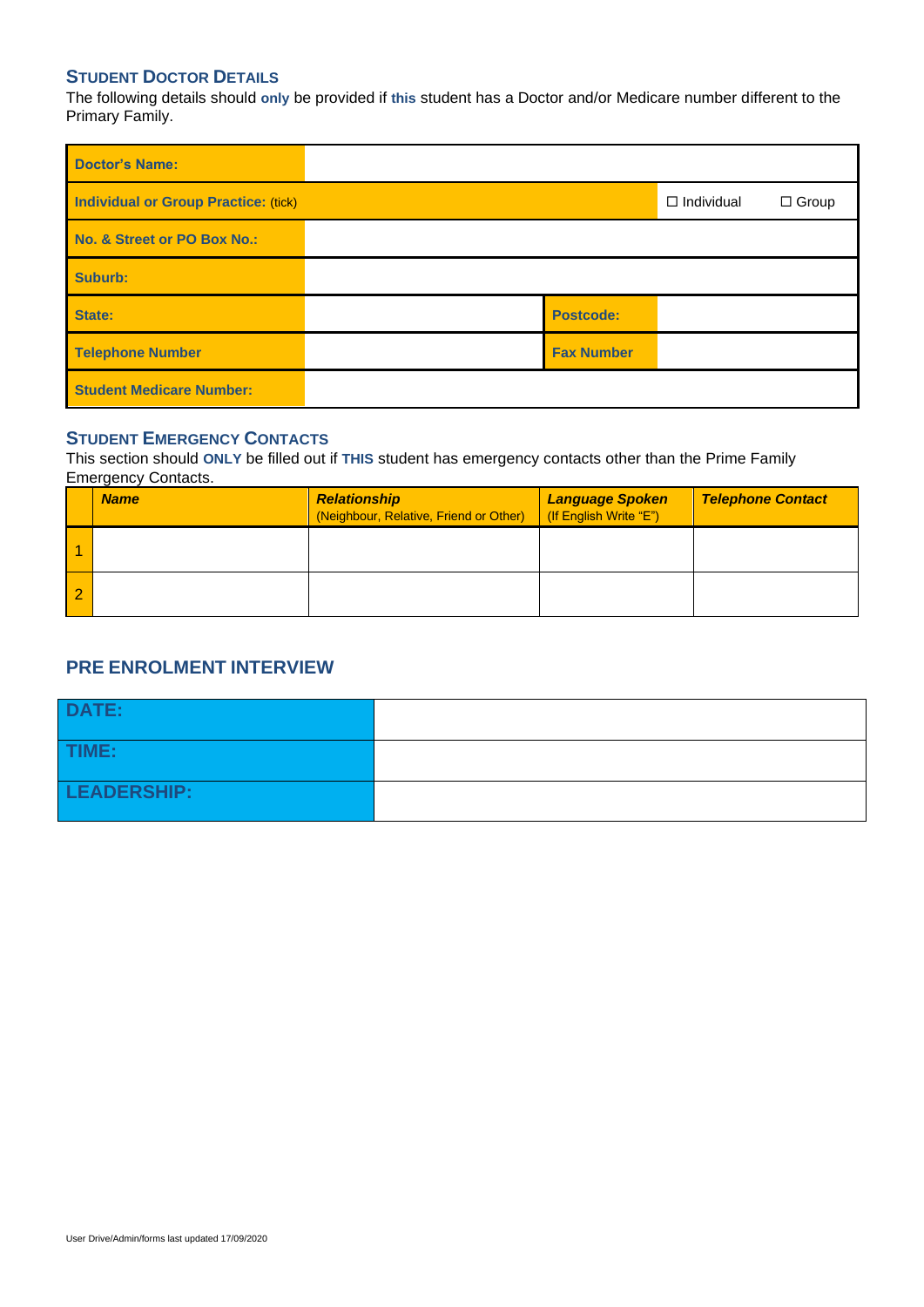## Student Doctor Details

The following details should **only** be provided if **this** student has a Doctor and/or Medicare number different to the Primary Family.

| | | | |
|---|---|---|---|
| **Doctor's Name:** | | | |
| **Individual or Group Practice:** (tick) | | ☐ Individual | ☐ Group |
| **No. & Street or PO Box No.:** | | | |
| **Suburb:** | | | |
| **State:** | | **Postcode:** | |
| **Telephone Number** | | **Fax Number** | |
| **Student Medicare Number:** | | | |

## Student Emergency Contacts

This section should **ONLY** be filled out if **THIS** student has emergency contacts other than the Prime Family Emergency Contacts.

| | ***Name*** | ***Relationship*** (Neighbour, Relative, Friend or Other) | ***Language Spoken*** (If English Write "E") | ***Telephone Contact*** |
|---|---|---|---|---|
| 1 | | | | |
| 2 | | | | |

## PRE ENROLMENT INTERVIEW

| | |
|---|---|
| **DATE:** | |
| **TIME:** | |
| **LEADERSHIP:** | |

User Drive/Admin/forms last updated 17/09/2020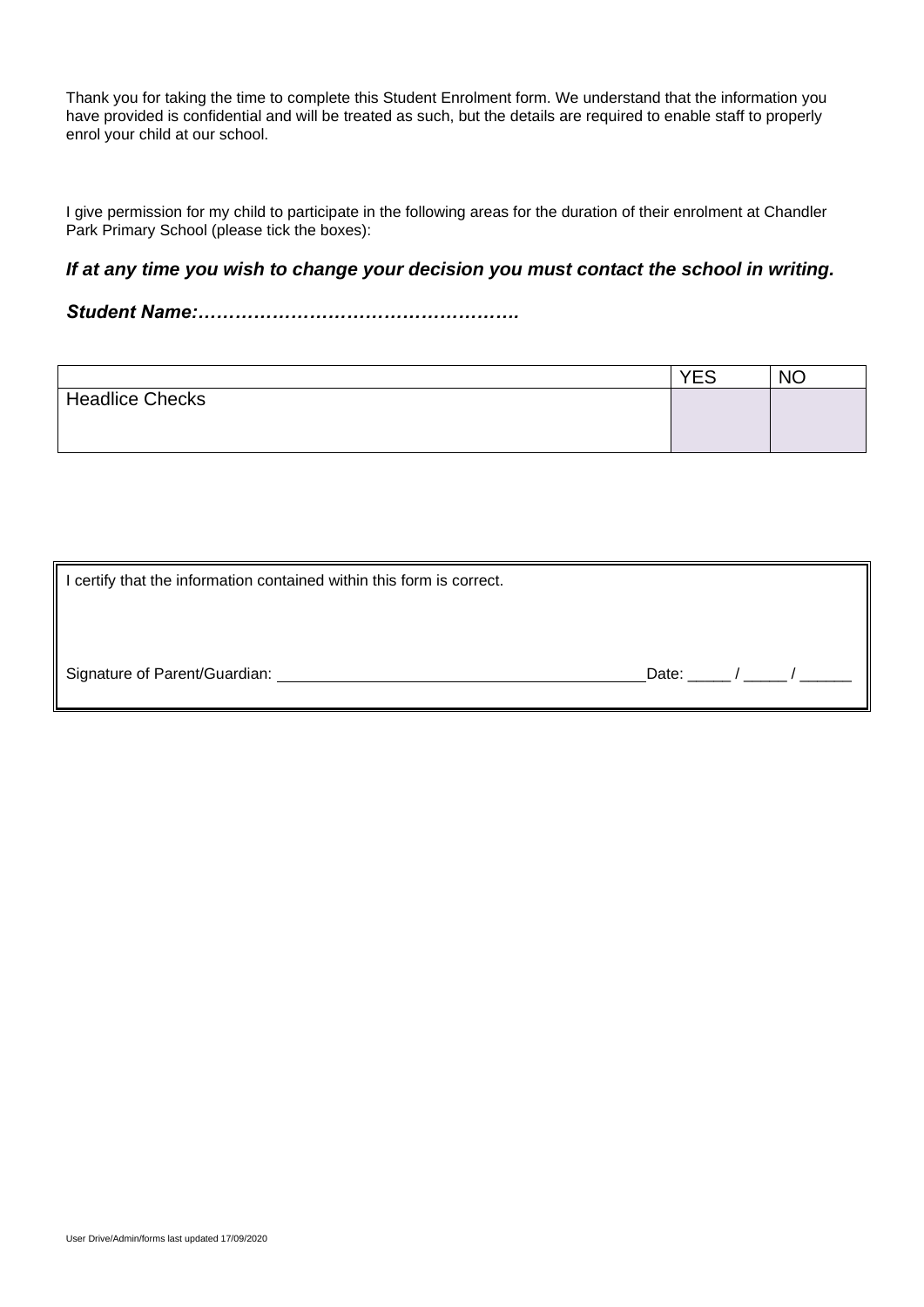Thank you for taking the time to complete this Student Enrolment form. We understand that the information you have provided is confidential and will be treated as such, but the details are required to enable staff to properly enrol your child at our school.

I give permission for my child to participate in the following areas for the duration of their enrolment at Chandler Park Primary School (please tick the boxes):

***If at any time you wish to change your decision you must contact the school in writing.***

***Student Name:…………………………………………….***

| | YES | NO |
|---|---|---|
| Headlice Checks | | |

I certify that the information contained within this form is correct.

Signature of Parent/Guardian: ____________________________________________ Date: _____ / _____ / ______

User Drive/Admin/forms last updated 17/09/2020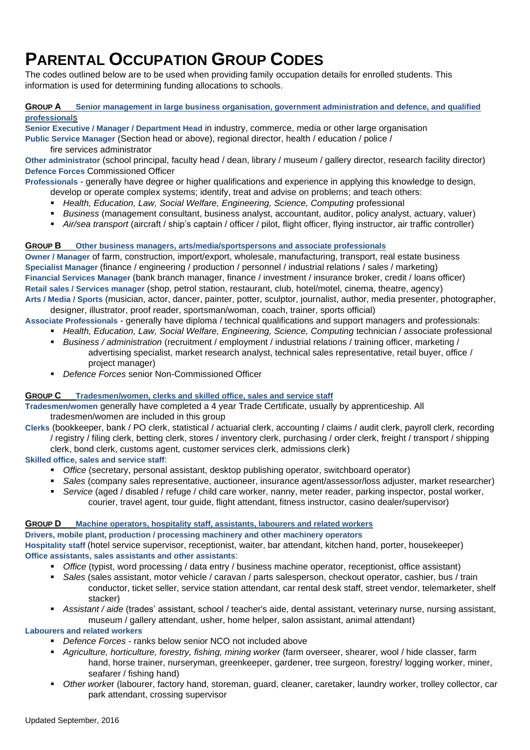# PARENTAL OCCUPATION GROUP CODES

The codes outlined below are to be used when providing family occupation details for enrolled students. This information is used for determining funding allocations to schools.

## GROUP A Senior management in large business organisation, government administration and defence, and qualified professionals

**Senior Executive / Manager / Department Head** in industry, commerce, media or other large organisation

**Public Service Manager** (Section head or above), regional director, health / education / police / fire services administrator

**Other administrator** (school principal, faculty head / dean, library / museum / gallery director, research facility director)

**Defence Forces** Commissioned Officer

**Professionals** - generally have degree or higher qualifications and experience in applying this knowledge to design, develop or operate complex systems; identify, treat and advise on problems; and teach others:

- *Health, Education, Law, Social Welfare, Engineering, Science, Computing* professional
- *Business* (management consultant, business analyst, accountant, auditor, policy analyst, actuary, valuer)
- *Air/sea transport* (aircraft / ship's captain / officer / pilot, flight officer, flying instructor, air traffic controller)

## GROUP B Other business managers, arts/media/sportspersons and associate professionals

**Owner / Manager** of farm, construction, import/export, wholesale, manufacturing, transport, real estate business

**Specialist Manager** (finance / engineering / production / personnel / industrial relations / sales / marketing)

**Financial Services Manager** (bank branch manager, finance / investment / insurance broker, credit / loans officer)

**Retail sales / Services manager** (shop, petrol station, restaurant, club, hotel/motel, cinema, theatre, agency)

**Arts / Media / Sports** (musician, actor, dancer, painter, potter, sculptor, journalist, author, media presenter, photographer, designer, illustrator, proof reader, sportsman/woman, coach, trainer, sports official)

**Associate Professionals** - generally have diploma / technical qualifications and support managers and professionals:

- *Health, Education, Law, Social Welfare, Engineering, Science, Computing* technician / associate professional
- *Business / administration* (recruitment / employment / industrial relations / training officer, marketing / advertising specialist, market research analyst, technical sales representative, retail buyer, office / project manager)
- *Defence Forces* senior Non-Commissioned Officer

## GROUP C Tradesmen/women, clerks and skilled office, sales and service staff

**Tradesmen/women** generally have completed a 4 year Trade Certificate, usually by apprenticeship. All tradesmen/women are included in this group

**Clerks** (bookkeeper, bank / PO clerk, statistical / actuarial clerk, accounting / claims / audit clerk, payroll clerk, recording / registry / filing clerk, betting clerk, stores / inventory clerk, purchasing / order clerk, freight / transport / shipping clerk, bond clerk, customs agent, customer services clerk, admissions clerk)

**Skilled office, sales and service staff**:

- *Office* (secretary, personal assistant, desktop publishing operator, switchboard operator)
- *Sales* (company sales representative, auctioneer, insurance agent/assessor/loss adjuster, market researcher)
- *Service* (aged / disabled / refuge / child care worker, nanny, meter reader, parking inspector, postal worker, courier, travel agent, tour guide, flight attendant, fitness instructor, casino dealer/supervisor)

## GROUP D Machine operators, hospitality staff, assistants, labourers and related workers

**Drivers, mobile plant, production / processing machinery and other machinery operators**

**Hospitality staff** (hotel service supervisor, receptionist, waiter, bar attendant, kitchen hand, porter, housekeeper)

**Office assistants, sales assistants and other assistants**:

- *Office* (typist, word processing / data entry / business machine operator, receptionist, office assistant)
- *Sales* (sales assistant, motor vehicle / caravan / parts salesperson, checkout operator, cashier, bus / train conductor, ticket seller, service station attendant, car rental desk staff, street vendor, telemarketer, shelf stacker)
- *Assistant / aide* (trades' assistant, school / teacher's aide, dental assistant, veterinary nurse, nursing assistant, museum / gallery attendant, usher, home helper, salon assistant, animal attendant)

**Labourers and related workers**

- *Defence Forces* - ranks below senior NCO not included above
- *Agriculture, horticulture, forestry, fishing, mining worker* (farm overseer, shearer, wool / hide classer, farm hand, horse trainer, nurseryman, greenkeeper, gardener, tree surgeon, forestry/ logging worker, miner, seafarer / fishing hand)
- *Other worker* (labourer, factory hand, storeman, guard, cleaner, caretaker, laundry worker, trolley collector, car park attendant, crossing supervisor

Updated September, 2016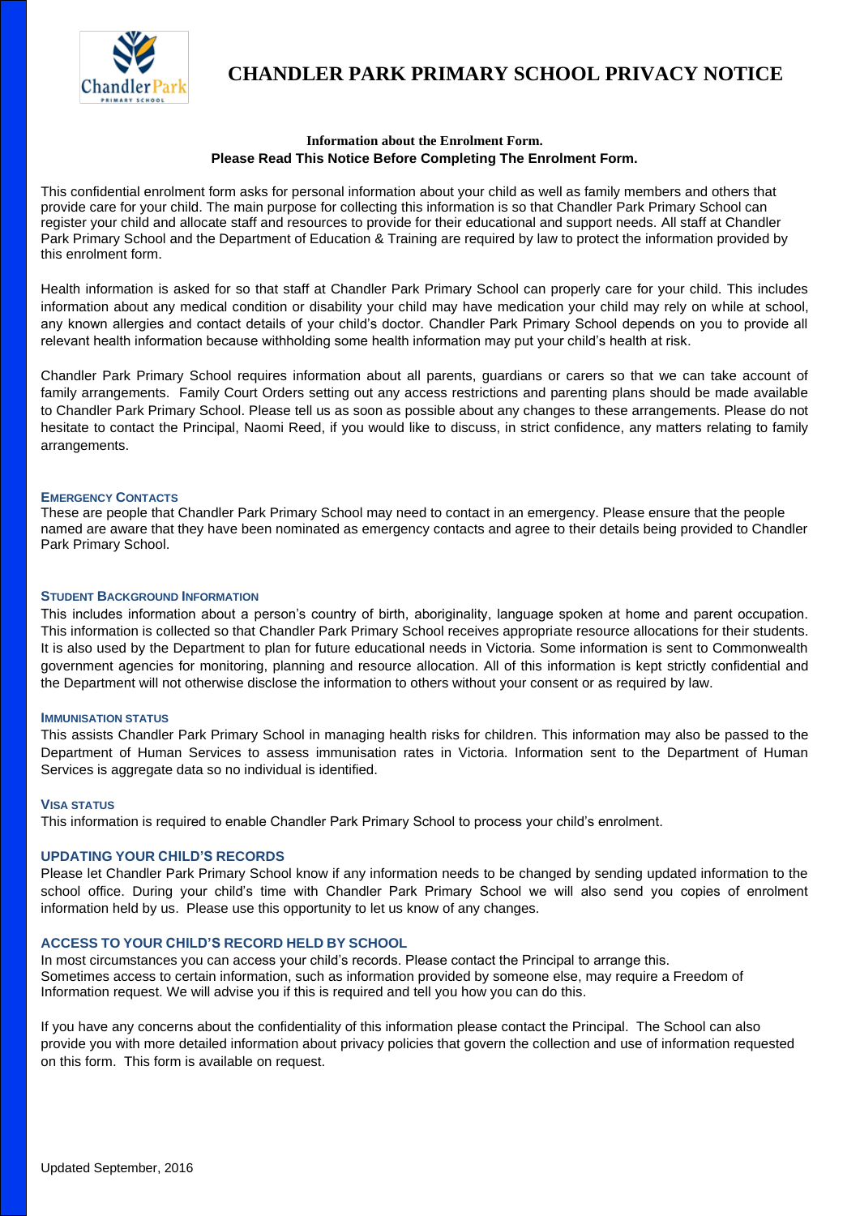# CHANDLER PARK PRIMARY SCHOOL PRIVACY NOTICE

**Information about the Enrolment Form.**
**Please Read This Notice Before Completing The Enrolment Form.**

This confidential enrolment form asks for personal information about your child as well as family members and others that provide care for your child. The main purpose for collecting this information is so that Chandler Park Primary School can register your child and allocate staff and resources to provide for their educational and support needs. All staff at Chandler Park Primary School and the Department of Education & Training are required by law to protect the information provided by this enrolment form.

Health information is asked for so that staff at Chandler Park Primary School can properly care for your child. This includes information about any medical condition or disability your child may have medication your child may rely on while at school, any known allergies and contact details of your child's doctor. Chandler Park Primary School depends on you to provide all relevant health information because withholding some health information may put your child's health at risk.

Chandler Park Primary School requires information about all parents, guardians or carers so that we can take account of family arrangements. Family Court Orders setting out any access restrictions and parenting plans should be made available to Chandler Park Primary School. Please tell us as soon as possible about any changes to these arrangements. Please do not hesitate to contact the Principal, Naomi Reed, if you would like to discuss, in strict confidence, any matters relating to family arrangements.

### EMERGENCY CONTACTS

These are people that Chandler Park Primary School may need to contact in an emergency. Please ensure that the people named are aware that they have been nominated as emergency contacts and agree to their details being provided to Chandler Park Primary School.

### STUDENT BACKGROUND INFORMATION

This includes information about a person's country of birth, aboriginality, language spoken at home and parent occupation. This information is collected so that Chandler Park Primary School receives appropriate resource allocations for their students. It is also used by the Department to plan for future educational needs in Victoria. Some information is sent to Commonwealth government agencies for monitoring, planning and resource allocation. All of this information is kept strictly confidential and the Department will not otherwise disclose the information to others without your consent or as required by law.

### IMMUNISATION STATUS

This assists Chandler Park Primary School in managing health risks for children. This information may also be passed to the Department of Human Services to assess immunisation rates in Victoria. Information sent to the Department of Human Services is aggregate data so no individual is identified.

### VISA STATUS

This information is required to enable Chandler Park Primary School to process your child's enrolment.

### UPDATING YOUR CHILD'S RECORDS

Please let Chandler Park Primary School know if any information needs to be changed by sending updated information to the school office. During your child's time with Chandler Park Primary School we will also send you copies of enrolment information held by us. Please use this opportunity to let us know of any changes.

### ACCESS TO YOUR CHILD'S RECORD HELD BY SCHOOL

In most circumstances you can access your child's records. Please contact the Principal to arrange this.
Sometimes access to certain information, such as information provided by someone else, may require a Freedom of Information request. We will advise you if this is required and tell you how you can do this.

If you have any concerns about the confidentiality of this information please contact the Principal. The School can also provide you with more detailed information about privacy policies that govern the collection and use of information requested on this form. This form is available on request.

Updated September, 2016